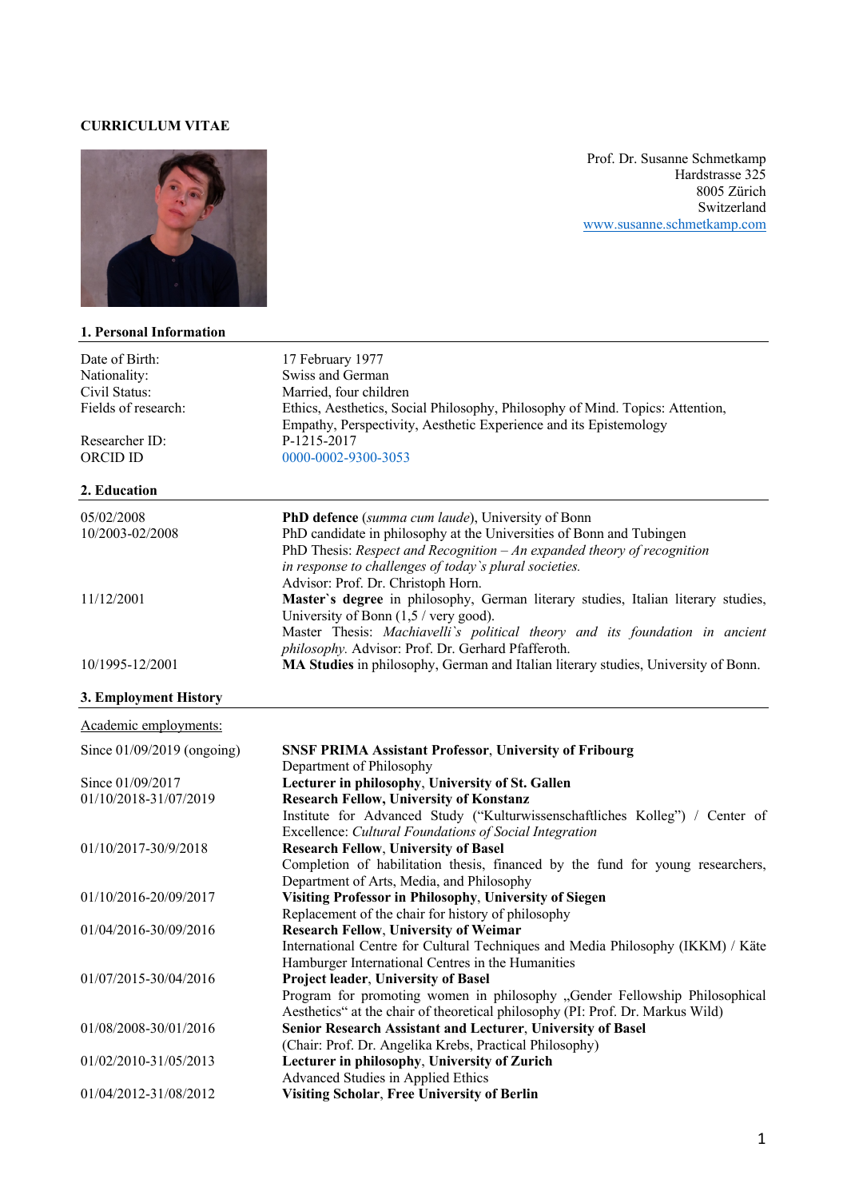**CURRICULUM VITAE**

Prof. Dr. Susanne Schmetkamp
Hardstrasse 325
8005 Zürich
Switzerland
www.susanne.schmetkamp.com

## 1. Personal Information

| | |
|---|---|
| Date of Birth: | 17 February 1977 |
| Nationality: | Swiss and German |
| Civil Status: | Married, four children |
| Fields of research: | Ethics, Aesthetics, Social Philosophy, Philosophy of Mind. Topics: Attention, Empathy, Perspectivity, Aesthetic Experience and its Epistemology |
| Researcher ID: | P-1215-2017 |
| ORCID ID | 0000-0002-9300-3053 |

## 2. Education

| | |
|---|---|
| 05/02/2008 | **PhD defence** (*summa cum laude*), University of Bonn |
| 10/2003-02/2008 | PhD candidate in philosophy at the Universities of Bonn and Tubingen<br>PhD Thesis: *Respect and Recognition – An expanded theory of recognition in response to challenges of today`s plural societies.*<br>Advisor: Prof. Dr. Christoph Horn. |
| 11/12/2001 | **Master`s degree** in philosophy, German literary studies, Italian literary studies, University of Bonn (1,5 / very good).<br>Master Thesis: *Machiavelli`s political theory and its foundation in ancient philosophy.* Advisor: Prof. Dr. Gerhard Pfafferoth. |
| 10/1995-12/2001 | **MA Studies** in philosophy, German and Italian literary studies, University of Bonn. |

## 3. Employment History

Academic employments:

| | |
|---|---|
| Since 01/09/2019 (ongoing) | **SNSF PRIMA Assistant Professor**, **University of Fribourg**<br>Department of Philosophy |
| Since 01/09/2017 | **Lecturer in philosophy**, **University of St. Gallen** |
| 01/10/2018-31/07/2019 | **Research Fellow, University of Konstanz**<br>Institute for Advanced Study ("Kulturwissenschaftliches Kolleg") / Center of Excellence: *Cultural Foundations of Social Integration* |
| 01/10/2017-30/9/2018 | **Research Fellow**, **University of Basel**<br>Completion of habilitation thesis, financed by the fund for young researchers, Department of Arts, Media, and Philosophy |
| 01/10/2016-20/09/2017 | **Visiting Professor in Philosophy**, **University of Siegen**<br>Replacement of the chair for history of philosophy |
| 01/04/2016-30/09/2016 | **Research Fellow**, **University of Weimar**<br>International Centre for Cultural Techniques and Media Philosophy (IKKM) / Käte Hamburger International Centres in the Humanities |
| 01/07/2015-30/04/2016 | **Project leader**, **University of Basel**<br>Program for promoting women in philosophy „Gender Fellowship Philosophical Aesthetics" at the chair of theoretical philosophy (PI: Prof. Dr. Markus Wild) |
| 01/08/2008-30/01/2016 | **Senior Research Assistant and Lecturer**, **University of Basel**<br>(Chair: Prof. Dr. Angelika Krebs, Practical Philosophy) |
| 01/02/2010-31/05/2013 | **Lecturer in philosophy**, **University of Zurich**<br>Advanced Studies in Applied Ethics |
| 01/04/2012-31/08/2012 | **Visiting Scholar**, **Free University of Berlin** |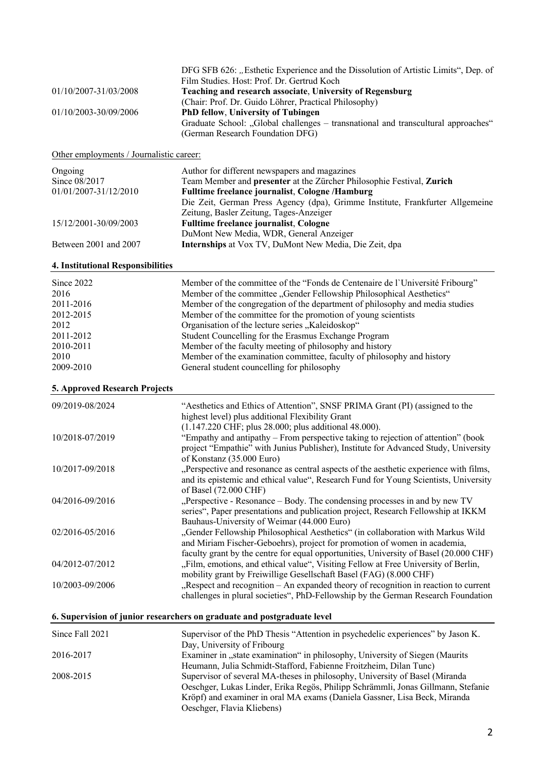| | |
|---|---|
| | DFG SFB 626: „Esthetic Experience and the Dissolution of Artistic Limits", Dep. of Film Studies. Host: Prof. Dr. Gertrud Koch |
| 01/10/2007-31/03/2008 | **Teaching and research associate**, **University of Regensburg** (Chair: Prof. Dr. Guido Löhrer, Practical Philosophy) |
| 01/10/2003-30/09/2006 | **PhD fellow**, **University of Tubingen** Graduate School: „Global challenges – transnational and transcultural approaches" (German Research Foundation DFG) |

Other employments / Journalistic career:

| | |
|---|---|
| Ongoing | Author for different newspapers and magazines |
| Since 08/2017 | Team Member and **presenter** at the Zürcher Philosophie Festival, **Zurich** |
| 01/01/2007-31/12/2010 | **Fulltime freelance journalist**, **Cologne /Hamburg** Die Zeit, German Press Agency (dpa), Grimme Institute, Frankfurter Allgemeine Zeitung, Basler Zeitung, Tages-Anzeiger |
| 15/12/2001-30/09/2003 | **Fulltime freelance journalist**, **Cologne** DuMont New Media, WDR, General Anzeiger |
| Between 2001 and 2007 | **Internships** at Vox TV, DuMont New Media, Die Zeit, dpa |

## 4. Institutional Responsibilities

| | |
|---|---|
| Since 2022 | Member of the committee of the "Fonds de Centenaire de l`Université Fribourg" |
| 2016 | Member of the committee „Gender Fellowship Philosophical Aesthetics" |
| 2011-2016 | Member of the congregation of the department of philosophy and media studies |
| 2012-2015 | Member of the committee for the promotion of young scientists |
| 2012 | Organisation of the lecture series „Kaleidoskop" |
| 2011-2012 | Student Councelling for the Erasmus Exchange Program |
| 2010-2011 | Member of the faculty meeting of philosophy and history |
| 2010 | Member of the examination committee, faculty of philosophy and history |
| 2009-2010 | General student councelling for philosophy |

## 5. Approved Research Projects

| | |
|---|---|
| 09/2019-08/2024 | "Aesthetics and Ethics of Attention", SNSF PRIMA Grant (PI) (assigned to the highest level) plus additional Flexibility Grant (1.147.220 CHF; plus 28.000; plus additional 48.000). |
| 10/2018-07/2019 | "Empathy and antipathy – From perspective taking to rejection of attention" (book project "Empathie" with Junius Publisher), Institute for Advanced Study, University of Konstanz (35.000 Euro) |
| 10/2017-09/2018 | „Perspective and resonance as central aspects of the aesthetic experience with films, and its epistemic and ethical value", Research Fund for Young Scientists, University of Basel (72.000 CHF) |
| 04/2016-09/2016 | „Perspective - Resonance – Body. The condensing processes in and by new TV series", Paper presentations and publication project, Research Fellowship at IKKM Bauhaus-University of Weimar (44.000 Euro) |
| 02/2016-05/2016 | „Gender Fellowship Philosophical Aesthetics" (in collaboration with Markus Wild and Miriam Fischer-Geboehrs), project for promotion of women in academia, faculty grant by the centre for equal opportunities, University of Basel (20.000 CHF) |
| 04/2012-07/2012 | „Film, emotions, and ethical value", Visiting Fellow at Free University of Berlin, mobility grant by Freiwillige Gesellschaft Basel (FAG) (8.000 CHF) |
| 10/2003-09/2006 | „Respect and recognition – An expanded theory of recognition in reaction to current challenges in plural societies", PhD-Fellowship by the German Research Foundation |

## 6. Supervision of junior researchers on graduate and postgraduate level

| | |
|---|---|
| Since Fall 2021 | Supervisor of the PhD Thesis "Attention in psychedelic experiences" by Jason K. Day, University of Fribourg |
| 2016-2017 | Examiner in „state examination" in philosophy, University of Siegen (Maurits Heumann, Julia Schmidt-Stafford, Fabienne Froitzheim, Dilan Tunc) |
| 2008-2015 | Supervisor of several MA-theses in philosophy, University of Basel (Miranda Oeschger, Lukas Linder, Erika Regös, Philipp Schrämmli, Jonas Gillmann, Stefanie Kröpf) and examiner in oral MA exams (Daniela Gassner, Lisa Beck, Miranda Oeschger, Flavia Kliebens) |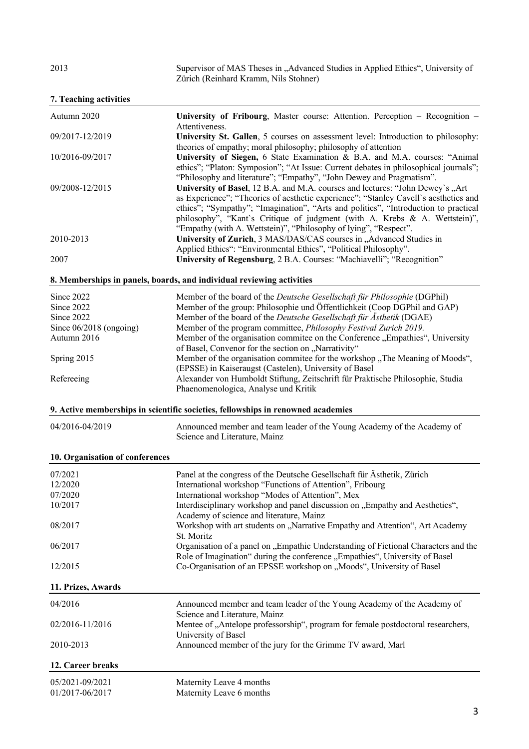| | |
|---|---|
| 2013 | Supervisor of MAS Theses in „Advanced Studies in Applied Ethics", University of Zürich (Reinhard Kramm, Nils Stohner) |

## 7. Teaching activities

| | |
|---|---|
| Autumn 2020 | **University of Fribourg**, Master course: Attention. Perception – Recognition – Attentiveness. |
| 09/2017-12/2019 | **University St. Gallen**, 5 courses on assessment level: Introduction to philosophy: theories of empathy; moral philosophy; philosophy of attention |
| 10/2016-09/2017 | **University of Siegen,** 6 State Examination & B.A. and M.A. courses: "Animal ethics"; "Platon: Symposion"; "At Issue: Current debates in philosophical journals"; "Philosophy and literature"; "Empathy", "John Dewey and Pragmatism". |
| 09/2008-12/2015 | **University of Basel**, 12 B.A. and M.A. courses and lectures: "John Dewey`s „Art as Experience"; "Theories of aesthetic experience"; "Stanley Cavell`s aesthetics and ethics"; "Sympathy"; "Imagination", "Arts and politics", "Introduction to practical philosophy", "Kant`s Critique of judgment (with A. Krebs & A. Wettstein)", "Empathy (with A. Wettstein)", "Philosophy of lying", "Respect". |
| 2010-2013 | **University of Zurich**, 3 MAS/DAS/CAS courses in „Advanced Studies in Applied Ethics": "Environmental Ethics", "Political Philosophy". |
| 2007 | **University of Regensburg**, 2 B.A. Courses: "Machiavelli"; "Recognition" |

## 8. Memberships in panels, boards, and individual reviewing activities

| | |
|---|---|
| Since 2022 | Member of the board of the *Deutsche Gesellschaft für Philosophie* (DGPhil) |
| Since 2022 | Member of the group: Philosophie und Öffentlichkeit (Coop DGPhil and GAP) |
| Since 2022 | Member of the board of the *Deutsche Gesellschaft für Ästhetik* (DGAE) |
| Since 06/2018 (ongoing) | Member of the program committee, *Philosophy Festival Zurich 2019.* |
| Autumn 2016 | Member of the organisation commitee on the Conference „Empathies", University of Basel, Convenor for the section on „Narrativity" |
| Spring 2015 | Member of the organisation commitee for the workshop „The Meaning of Moods", (EPSSE) in Kaiseraugst (Castelen), University of Basel |
| Refereeing | Alexander von Humboldt Stiftung, Zeitschrift für Praktische Philosophie, Studia Phaenomenologica, Analyse und Kritik |

## 9. Active memberships in scientific societies, fellowships in renowned academies

| | |
|---|---|
| 04/2016-04/2019 | Announced member and team leader of the Young Academy of the Academy of Science and Literature, Mainz |

## 10. Organisation of conferences

| | |
|---|---|
| 07/2021 | Panel at the congress of the Deutsche Gesellschaft für Ästhetik, Zürich |
| 12/2020 | International workshop "Functions of Attention", Fribourg |
| 07/2020 | International workshop "Modes of Attention", Mex |
| 10/2017 | Interdisciplinary workshop and panel discussion on „Empathy and Aesthetics", Academy of science and literature, Mainz |
| 08/2017 | Workshop with art students on „Narrative Empathy and Attention", Art Academy St. Moritz |
| 06/2017 | Organisation of a panel on „Empathic Understanding of Fictional Characters and the Role of Imagination" during the conference „Empathies", University of Basel |
| 12/2015 | Co-Organisation of an EPSSE workshop on „Moods", University of Basel |

## 11. Prizes, Awards

| | |
|---|---|
| 04/2016 | Announced member and team leader of the Young Academy of the Academy of Science and Literature, Mainz |
| 02/2016-11/2016 | Mentee of „Antelope professorship", program for female postdoctoral researchers, University of Basel |
| 2010-2013 | Announced member of the jury for the Grimme TV award, Marl |

## 12. Career breaks

| | |
|---|---|
| 05/2021-09/2021 | Maternity Leave 4 months |
| 01/2017-06/2017 | Maternity Leave 6 months |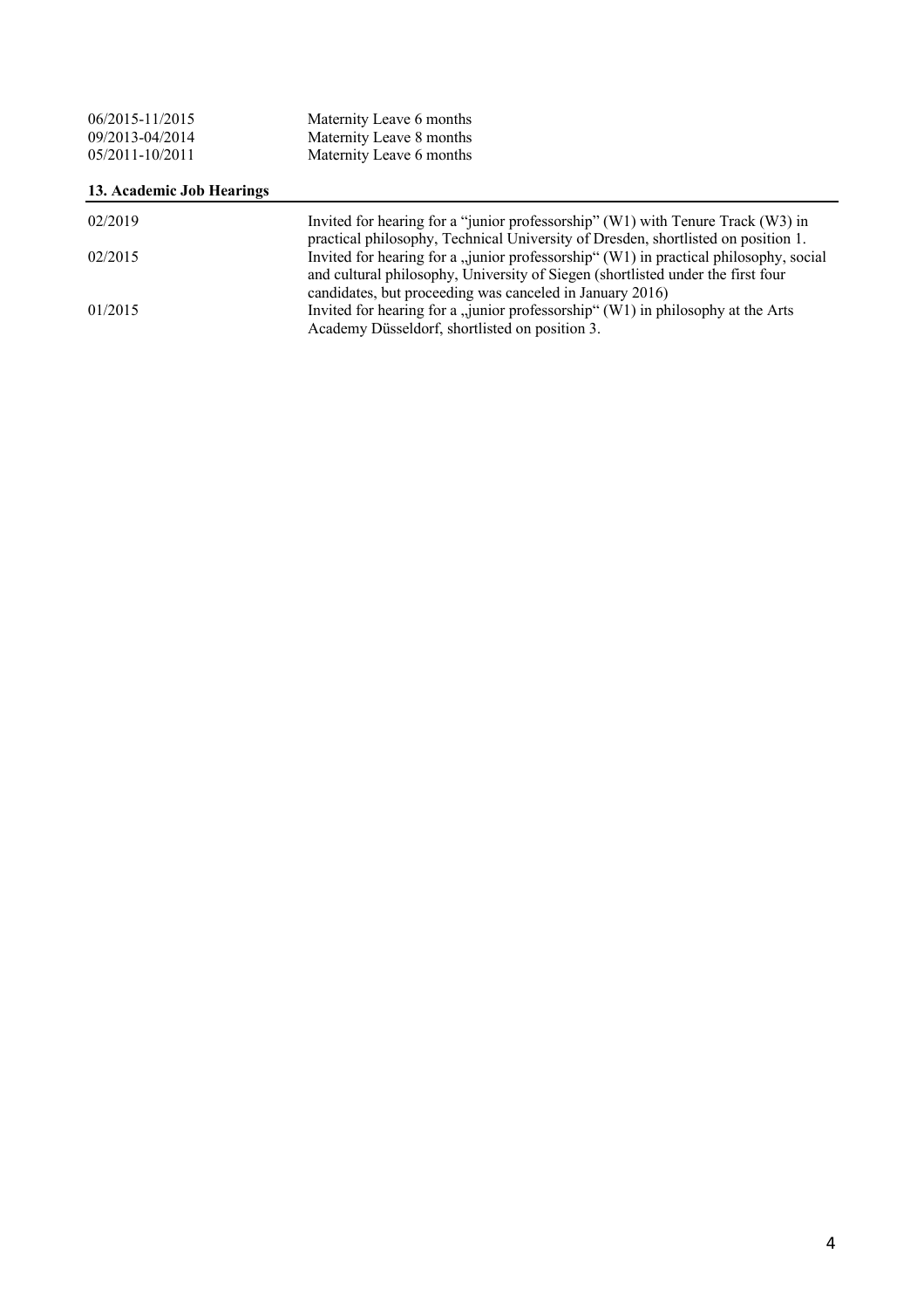| | |
|---|---|
| 06/2015-11/2015 | Maternity Leave 6 months |
| 09/2013-04/2014 | Maternity Leave 8 months |
| 05/2011-10/2011 | Maternity Leave 6 months |

## 13. Academic Job Hearings

| | |
|---|---|
| 02/2019 | Invited for hearing for a "junior professorship" (W1) with Tenure Track (W3) in practical philosophy, Technical University of Dresden, shortlisted on position 1. |
| 02/2015 | Invited for hearing for a „junior professorship" (W1) in practical philosophy, social and cultural philosophy, University of Siegen (shortlisted under the first four candidates, but proceeding was canceled in January 2016) |
| 01/2015 | Invited for hearing for a „junior professorship" (W1) in philosophy at the Arts Academy Düsseldorf, shortlisted on position 3. |